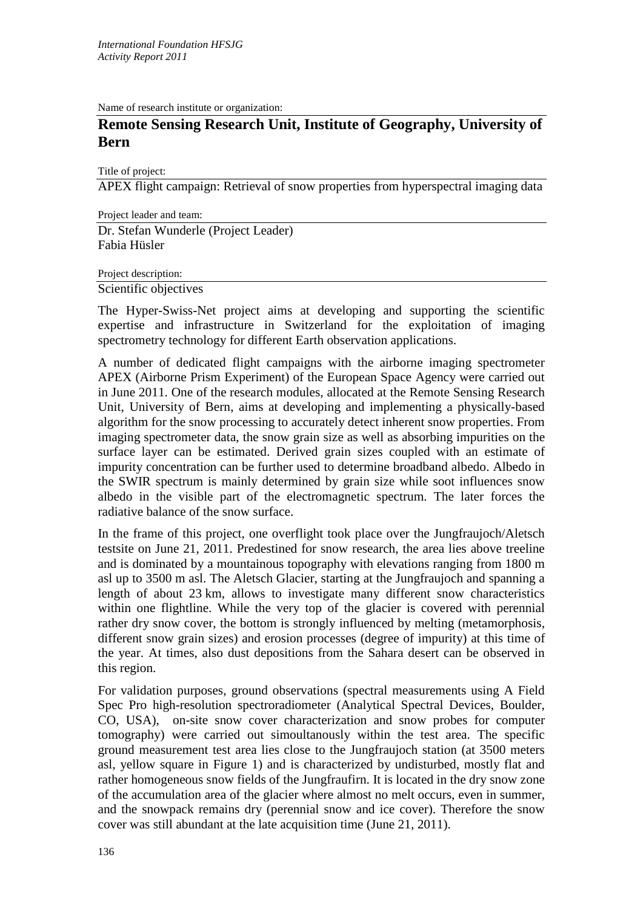Name of research institute or organization:

## Remote Sensing Research Unit, Institute of Geography, University of Bern

Title of project:

APEX flight campaign: Retrieval of snow properties from hyperspectral imaging data

Project leader and team:

Dr. Stefan Wunderle (Project Leader)
Fabia Hüsler

Project description:

### Scientific objectives

The Hyper-Swiss-Net project aims at developing and supporting the scientific expertise and infrastructure in Switzerland for the exploitation of imaging spectrometry technology for different Earth observation applications.

A number of dedicated flight campaigns with the airborne imaging spectrometer APEX (Airborne Prism Experiment) of the European Space Agency were carried out in June 2011. One of the research modules, allocated at the Remote Sensing Research Unit, University of Bern, aims at developing and implementing a physically-based algorithm for the snow processing to accurately detect inherent snow properties. From imaging spectrometer data, the snow grain size as well as absorbing impurities on the surface layer can be estimated. Derived grain sizes coupled with an estimate of impurity concentration can be further used to determine broadband albedo. Albedo in the SWIR spectrum is mainly determined by grain size while soot influences snow albedo in the visible part of the electromagnetic spectrum. The later forces the radiative balance of the snow surface.

In the frame of this project, one overflight took place over the Jungfraujoch/Aletsch testsite on June 21, 2011. Predestined for snow research, the area lies above treeline and is dominated by a mountainous topography with elevations ranging from 1800 m asl up to 3500 m asl. The Aletsch Glacier, starting at the Jungfraujoch and spanning a length of about 23 km, allows to investigate many different snow characteristics within one flightline. While the very top of the glacier is covered with perennial rather dry snow cover, the bottom is strongly influenced by melting (metamorphosis, different snow grain sizes) and erosion processes (degree of impurity) at this time of the year. At times, also dust depositions from the Sahara desert can be observed in this region.

For validation purposes, ground observations (spectral measurements using A Field Spec Pro high-resolution spectroradiometer (Analytical Spectral Devices, Boulder, CO, USA), on-site snow cover characterization and snow probes for computer tomography) were carried out simoultanously within the test area. The specific ground measurement test area lies close to the Jungfraujoch station (at 3500 meters asl, yellow square in Figure 1) and is characterized by undisturbed, mostly flat and rather homogeneous snow fields of the Jungfraufirn. It is located in the dry snow zone of the accumulation area of the glacier where almost no melt occurs, even in summer, and the snowpack remains dry (perennial snow and ice cover). Therefore the snow cover was still abundant at the late acquisition time (June 21, 2011).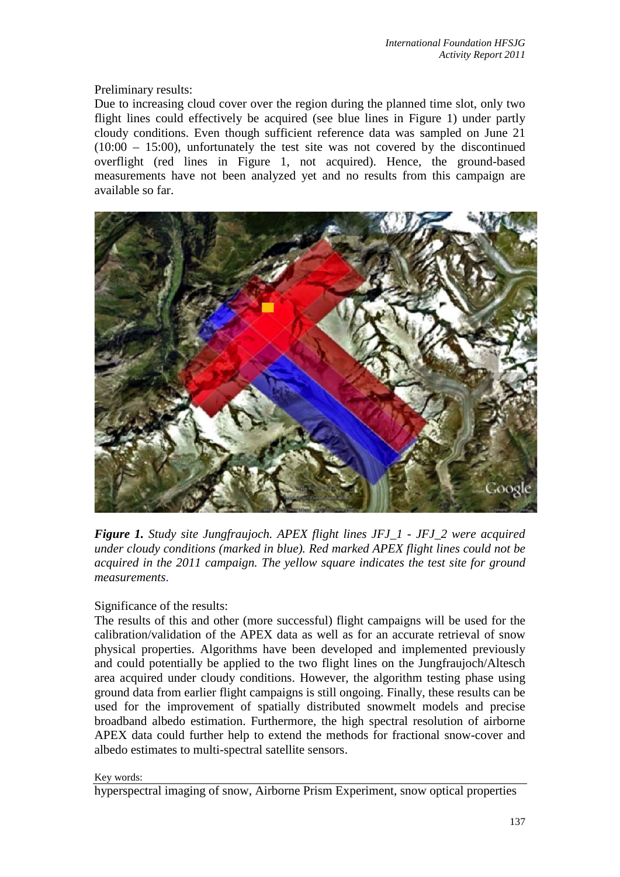Preliminary results:

Due to increasing cloud cover over the region during the planned time slot, only two flight lines could effectively be acquired (see blue lines in Figure 1) under partly cloudy conditions. Even though sufficient reference data was sampled on June 21 (10:00 – 15:00), unfortunately the test site was not covered by the discontinued overflight (red lines in Figure 1, not acquired). Hence, the ground-based measurements have not been analyzed yet and no results from this campaign are available so far.

***Figure 1.*** *Study site Jungfraujoch. APEX flight lines JFJ_1 - JFJ_2 were acquired under cloudy conditions (marked in blue). Red marked APEX flight lines could not be acquired in the 2011 campaign. The yellow square indicates the test site for ground measurements.*

Significance of the results:

The results of this and other (more successful) flight campaigns will be used for the calibration/validation of the APEX data as well as for an accurate retrieval of snow physical properties. Algorithms have been developed and implemented previously and could potentially be applied to the two flight lines on the Jungfraujoch/Altesch area acquired under cloudy conditions. However, the algorithm testing phase using ground data from earlier flight campaigns is still ongoing. Finally, these results can be used for the improvement of spatially distributed snowmelt models and precise broadband albedo estimation. Furthermore, the high spectral resolution of airborne APEX data could further help to extend the methods for fractional snow-cover and albedo estimates to multi-spectral satellite sensors.

Key words:

hyperspectral imaging of snow, Airborne Prism Experiment, snow optical properties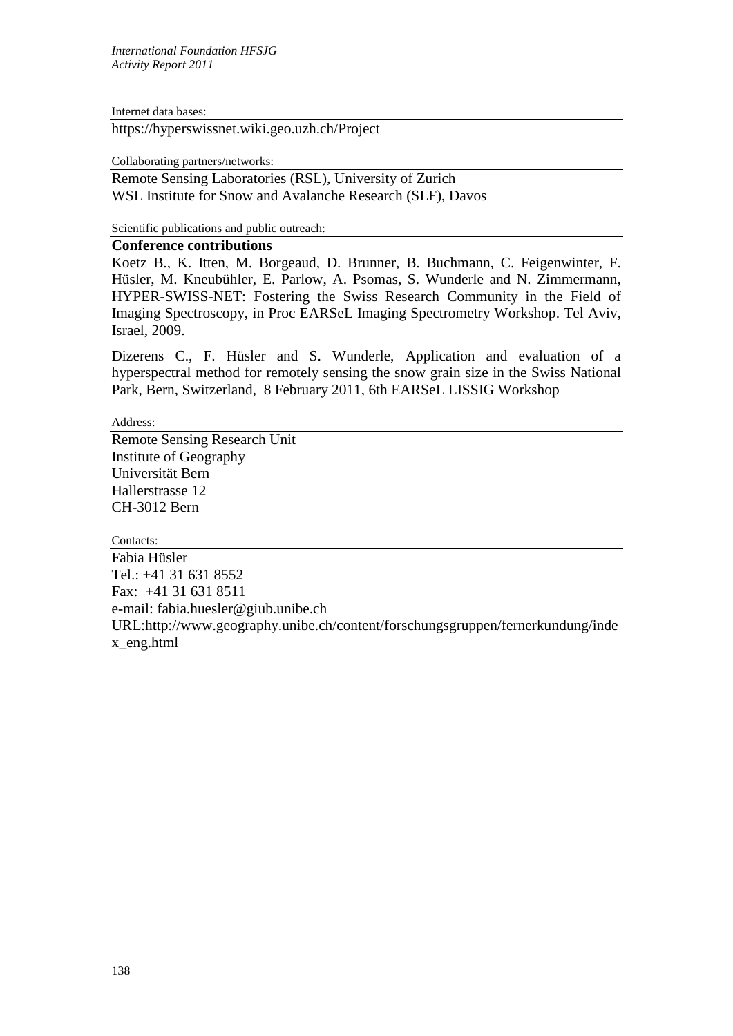Internet data bases:

https://hyperswissnet.wiki.geo.uzh.ch/Project

Collaborating partners/networks:

Remote Sensing Laboratories (RSL), University of Zurich
WSL Institute for Snow and Avalanche Research (SLF), Davos

Scientific publications and public outreach:

**Conference contributions**

Koetz B., K. Itten, M. Borgeaud, D. Brunner, B. Buchmann, C. Feigenwinter, F. Hüsler, M. Kneubühler, E. Parlow, A. Psomas, S. Wunderle and N. Zimmermann, HYPER-SWISS-NET: Fostering the Swiss Research Community in the Field of Imaging Spectroscopy, in Proc EARSeL Imaging Spectrometry Workshop. Tel Aviv, Israel, 2009.

Dizerens C., F. Hüsler and S. Wunderle, Application and evaluation of a hyperspectral method for remotely sensing the snow grain size in the Swiss National Park, Bern, Switzerland, 8 February 2011, 6th EARSeL LISSIG Workshop

Address:

Remote Sensing Research Unit
Institute of Geography
Universität Bern
Hallerstrasse 12
CH-3012 Bern

Contacts:

Fabia Hüsler
Tel.: +41 31 631 8552
Fax: +41 31 631 8511
e-mail: fabia.huesler@giub.unibe.ch
URL:http://www.geography.unibe.ch/content/forschungsgruppen/fernerkundung/index_eng.html